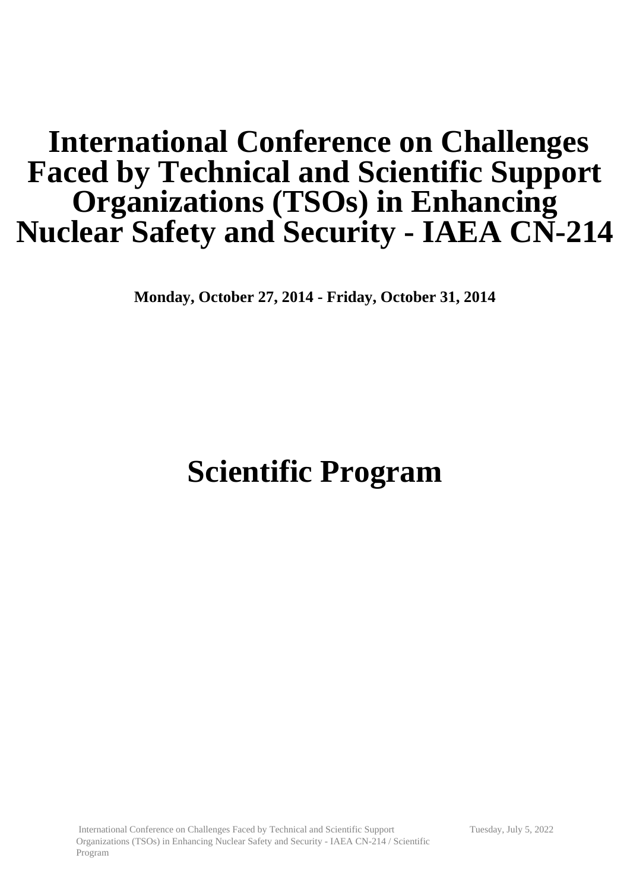# International Conference on Challenges Faced by Technical and Scientific Support Organizations (TSOs) in Enhancing Nuclear Safety and Security - IAEA CN-214

**Monday, October 27, 2014 - Friday, October 31, 2014**

# Scientific Program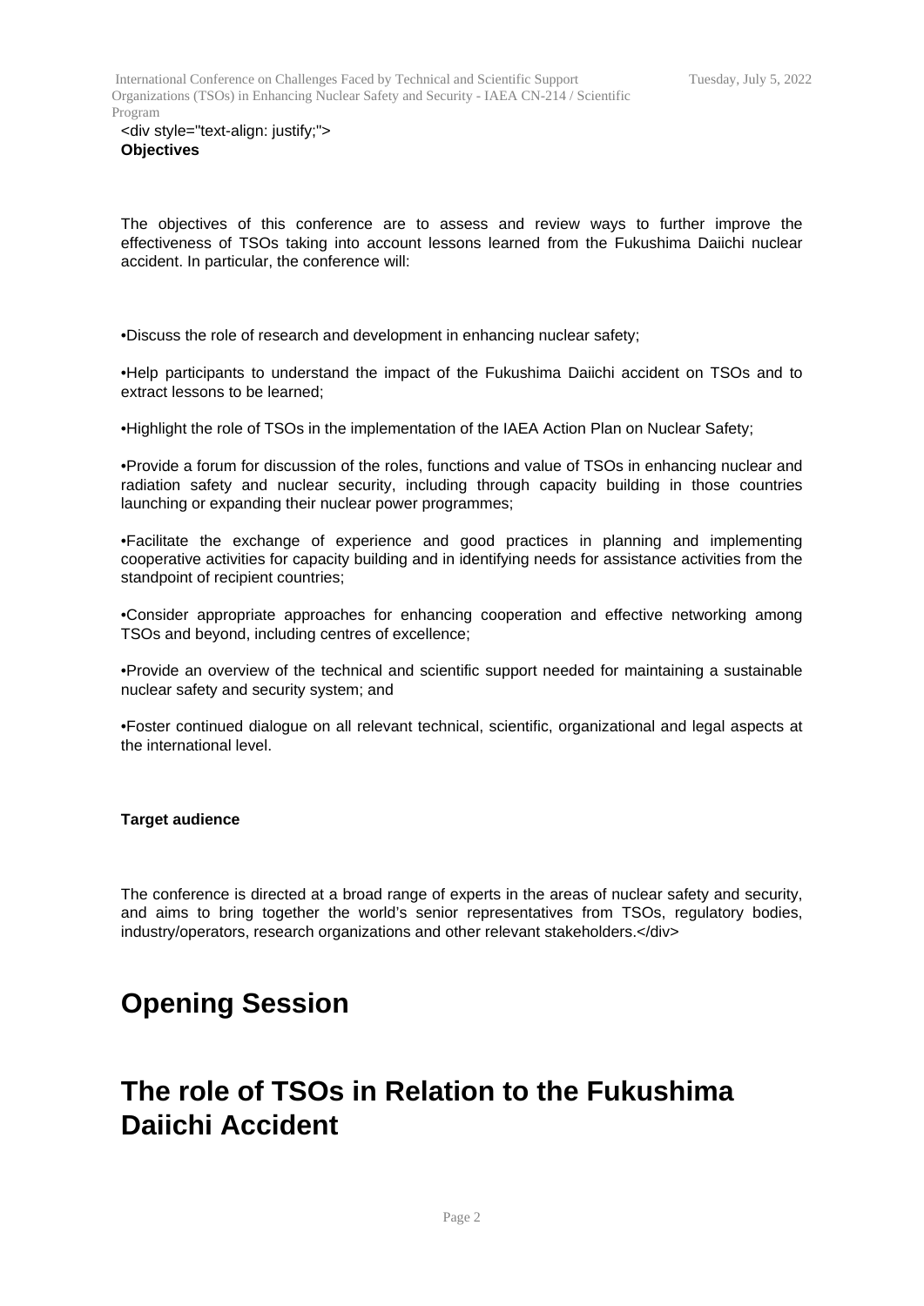<div style="text-align: justify;">
**Objectives**

The objectives of this conference are to assess and review ways to further improve the effectiveness of TSOs taking into account lessons learned from the Fukushima Daiichi nuclear accident. In particular, the conference will:

•Discuss the role of research and development in enhancing nuclear safety;

•Help participants to understand the impact of the Fukushima Daiichi accident on TSOs and to extract lessons to be learned;

•Highlight the role of TSOs in the implementation of the IAEA Action Plan on Nuclear Safety;

•Provide a forum for discussion of the roles, functions and value of TSOs in enhancing nuclear and radiation safety and nuclear security, including through capacity building in those countries launching or expanding their nuclear power programmes;

•Facilitate the exchange of experience and good practices in planning and implementing cooperative activities for capacity building and in identifying needs for assistance activities from the standpoint of recipient countries;

•Consider appropriate approaches for enhancing cooperation and effective networking among TSOs and beyond, including centres of excellence;

•Provide an overview of the technical and scientific support needed for maintaining a sustainable nuclear safety and security system; and

•Foster continued dialogue on all relevant technical, scientific, organizational and legal aspects at the international level.

**Target audience**

The conference is directed at a broad range of experts in the areas of nuclear safety and security, and aims to bring together the world's senior representatives from TSOs, regulatory bodies, industry/operators, research organizations and other relevant stakeholders.</div>

# Opening Session

# The role of TSOs in Relation to the Fukushima Daiichi Accident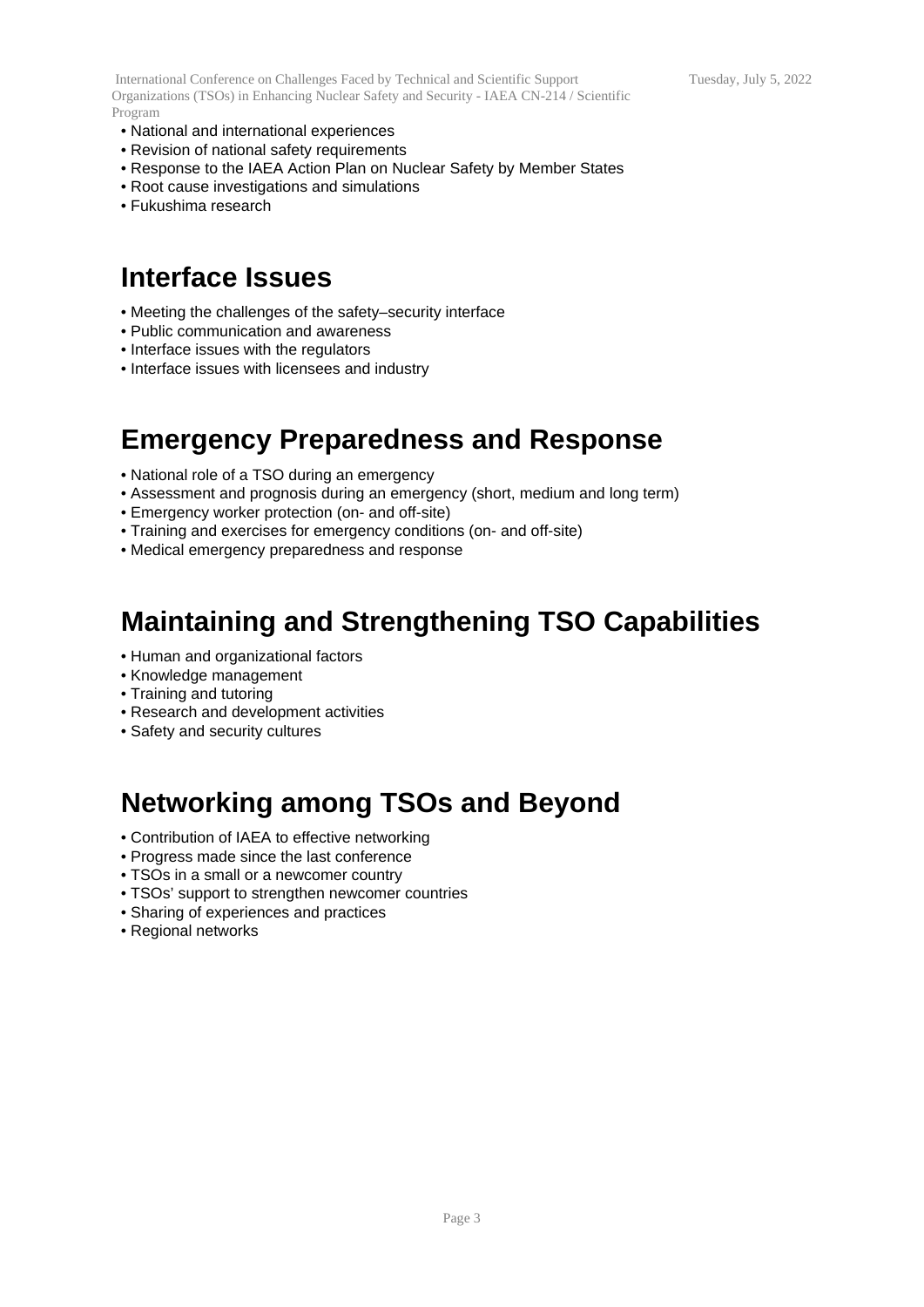- National and international experiences
- Revision of national safety requirements
- Response to the IAEA Action Plan on Nuclear Safety by Member States
- Root cause investigations and simulations
- Fukushima research

## Interface Issues

- Meeting the challenges of the safety–security interface
- Public communication and awareness
- Interface issues with the regulators
- Interface issues with licensees and industry

## Emergency Preparedness and Response

- National role of a TSO during an emergency
- Assessment and prognosis during an emergency (short, medium and long term)
- Emergency worker protection (on- and off-site)
- Training and exercises for emergency conditions (on- and off-site)
- Medical emergency preparedness and response

## Maintaining and Strengthening TSO Capabilities

- Human and organizational factors
- Knowledge management
- Training and tutoring
- Research and development activities
- Safety and security cultures

## Networking among TSOs and Beyond

- Contribution of IAEA to effective networking
- Progress made since the last conference
- TSOs in a small or a newcomer country
- TSOs' support to strengthen newcomer countries
- Sharing of experiences and practices
- Regional networks